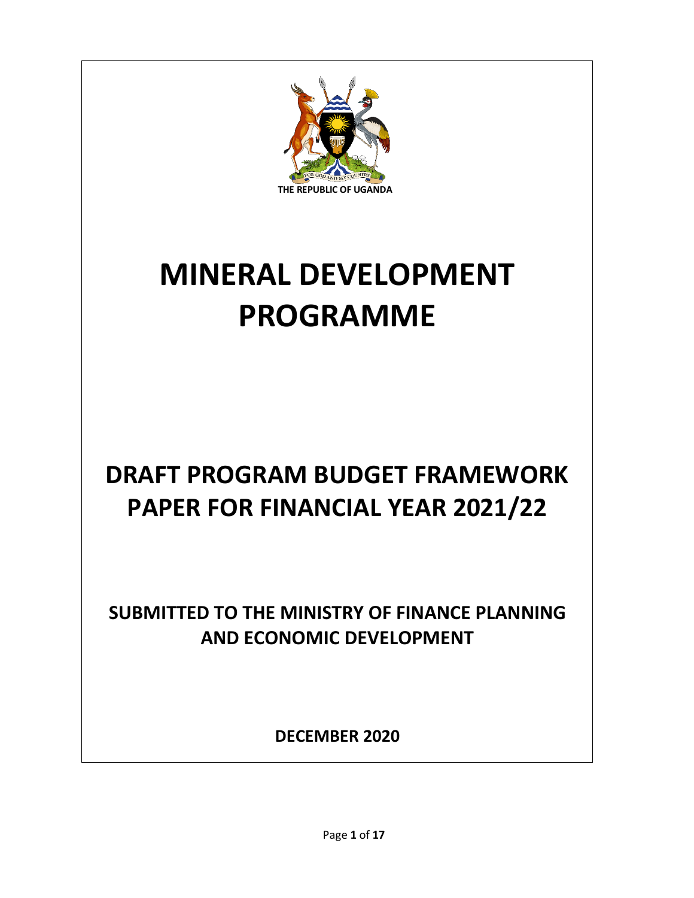THE REPUBLIC OF UGANDA

# MINERAL DEVELOPMENT PROGRAMME

## DRAFT PROGRAM BUDGET FRAMEWORK PAPER FOR FINANCIAL YEAR 2021/22

### SUBMITTED TO THE MINISTRY OF FINANCE PLANNING AND ECONOMIC DEVELOPMENT

**DECEMBER 2020**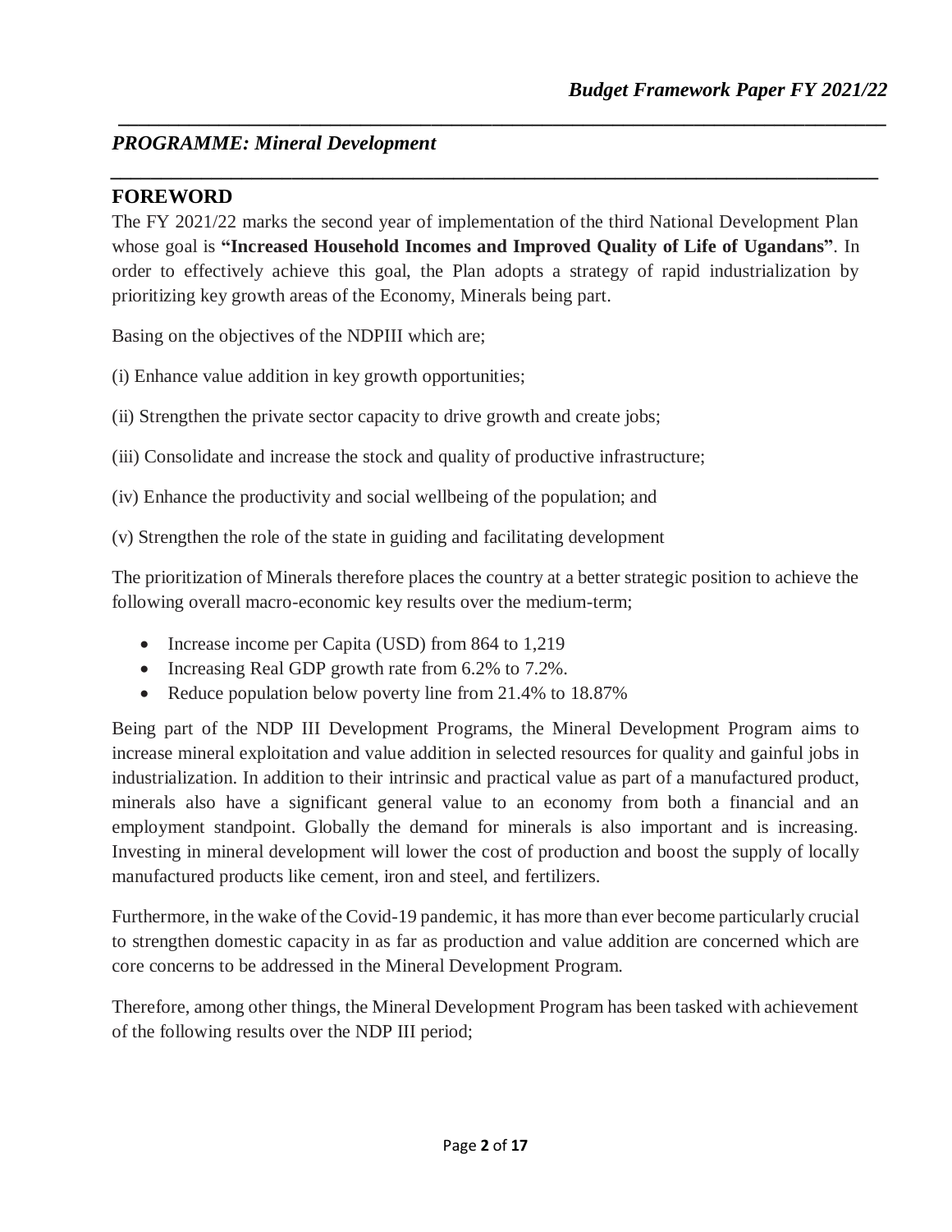## *PROGRAMME: Mineral Development*

## FOREWORD

The FY 2021/22 marks the second year of implementation of the third National Development Plan whose goal is **"Increased Household Incomes and Improved Quality of Life of Ugandans"**. In order to effectively achieve this goal, the Plan adopts a strategy of rapid industrialization by prioritizing key growth areas of the Economy, Minerals being part.

Basing on the objectives of the NDPIII which are;

(i) Enhance value addition in key growth opportunities;

(ii) Strengthen the private sector capacity to drive growth and create jobs;

(iii) Consolidate and increase the stock and quality of productive infrastructure;

(iv) Enhance the productivity and social wellbeing of the population; and

(v) Strengthen the role of the state in guiding and facilitating development

The prioritization of Minerals therefore places the country at a better strategic position to achieve the following overall macro-economic key results over the medium-term;

- Increase income per Capita (USD) from 864 to 1,219
- Increasing Real GDP growth rate from 6.2% to 7.2%.
- Reduce population below poverty line from 21.4% to 18.87%

Being part of the NDP III Development Programs, the Mineral Development Program aims to increase mineral exploitation and value addition in selected resources for quality and gainful jobs in industrialization. In addition to their intrinsic and practical value as part of a manufactured product, minerals also have a significant general value to an economy from both a financial and an employment standpoint. Globally the demand for minerals is also important and is increasing. Investing in mineral development will lower the cost of production and boost the supply of locally manufactured products like cement, iron and steel, and fertilizers.

Furthermore, in the wake of the Covid-19 pandemic, it has more than ever become particularly crucial to strengthen domestic capacity in as far as production and value addition are concerned which are core concerns to be addressed in the Mineral Development Program.

Therefore, among other things, the Mineral Development Program has been tasked with achievement of the following results over the NDP III period;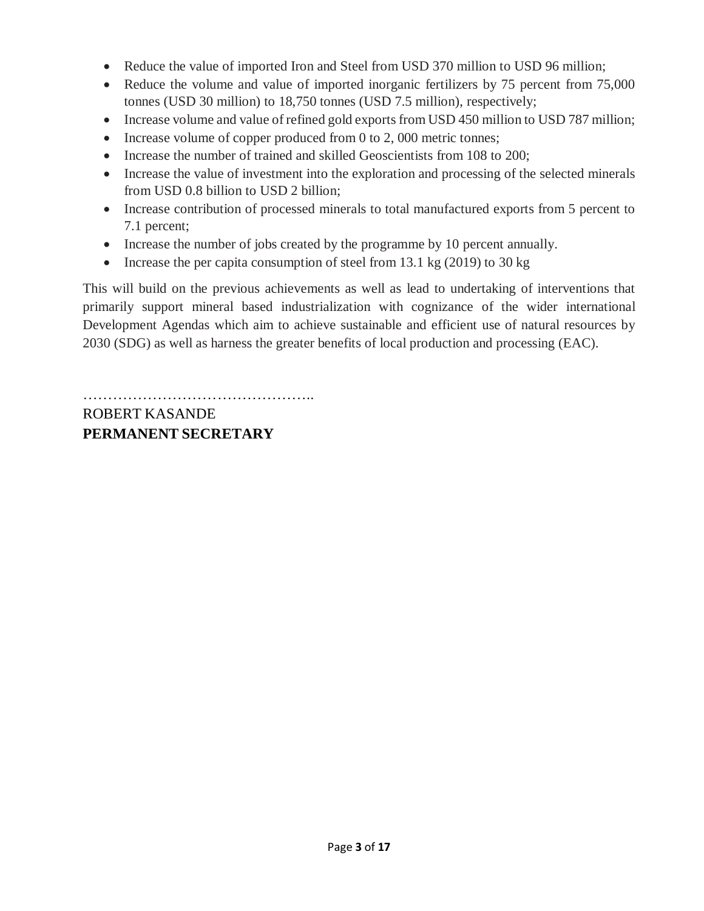- Reduce the value of imported Iron and Steel from USD 370 million to USD 96 million;
- Reduce the volume and value of imported inorganic fertilizers by 75 percent from 75,000 tonnes (USD 30 million) to 18,750 tonnes (USD 7.5 million), respectively;
- Increase volume and value of refined gold exports from USD 450 million to USD 787 million;
- Increase volume of copper produced from 0 to 2, 000 metric tonnes;
- Increase the number of trained and skilled Geoscientists from 108 to 200;
- Increase the value of investment into the exploration and processing of the selected minerals from USD 0.8 billion to USD 2 billion;
- Increase contribution of processed minerals to total manufactured exports from 5 percent to 7.1 percent;
- Increase the number of jobs created by the programme by 10 percent annually.
- Increase the per capita consumption of steel from 13.1 kg (2019) to 30 kg

This will build on the previous achievements as well as lead to undertaking of interventions that primarily support mineral based industrialization with cognizance of the wider international Development Agendas which aim to achieve sustainable and efficient use of natural resources by 2030 (SDG) as well as harness the greater benefits of local production and processing (EAC).

………………………………………..

ROBERT KASANDE

**PERMANENT SECRETARY**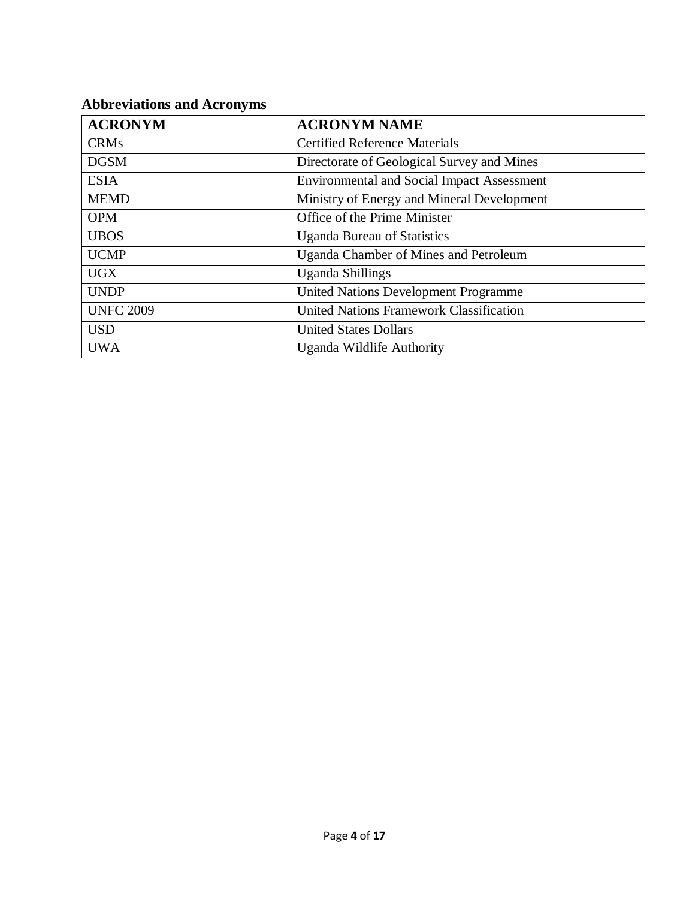## Abbreviations and Acronyms

| ACRONYM | ACRONYM NAME |
|---|---|
| CRMs | Certified Reference Materials |
| DGSM | Directorate of Geological Survey and Mines |
| ESIA | Environmental and Social Impact Assessment |
| MEMD | Ministry of Energy and Mineral Development |
| OPM | Office of the Prime Minister |
| UBOS | Uganda Bureau of Statistics |
| UCMP | Uganda Chamber of Mines and Petroleum |
| UGX | Uganda Shillings |
| UNDP | United Nations Development Programme |
| UNFC 2009 | United Nations Framework Classification |
| USD | United States Dollars |
| UWA | Uganda Wildlife Authority |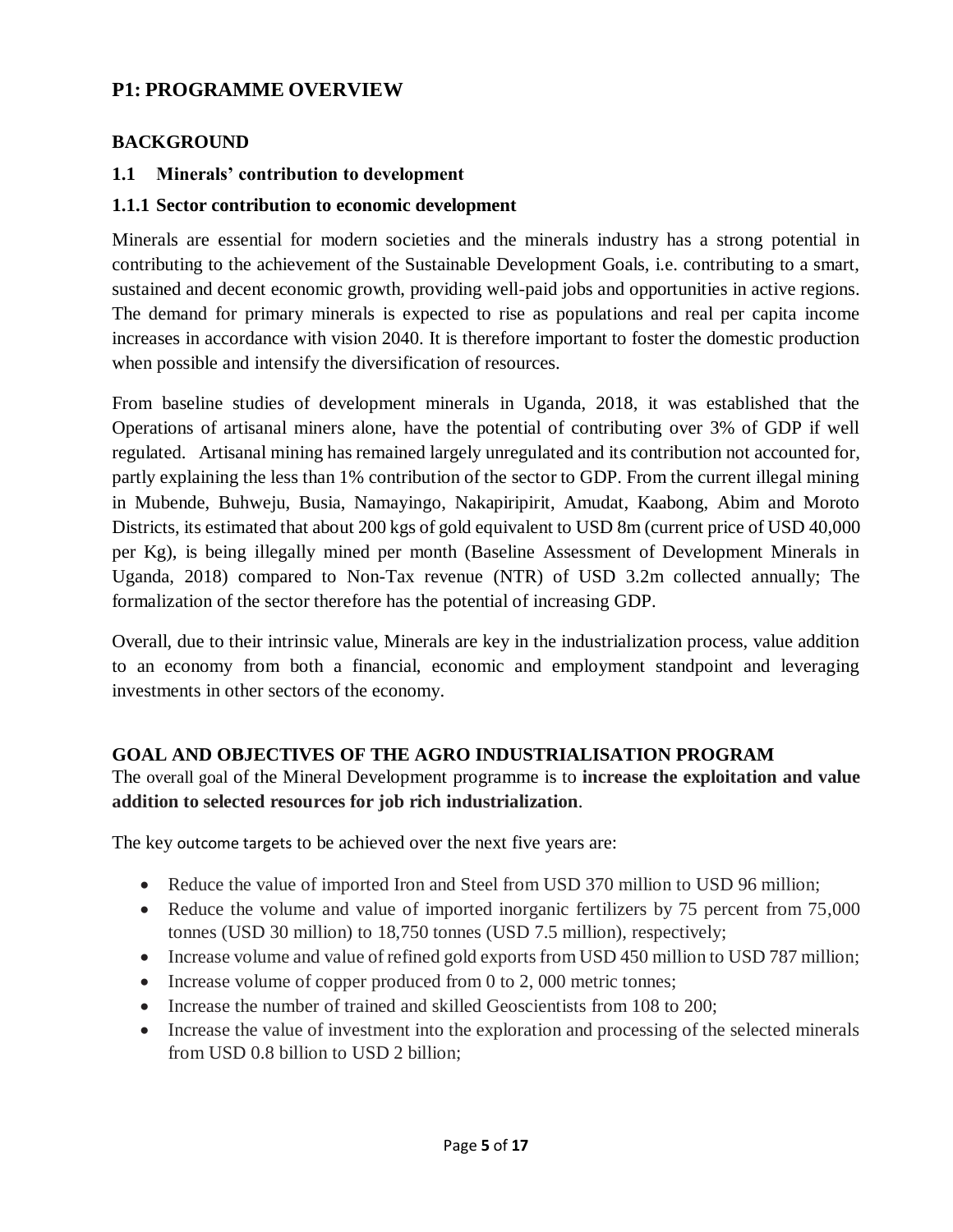## P1: PROGRAMME OVERVIEW

### BACKGROUND

#### 1.1 Minerals' contribution to development

#### 1.1.1 Sector contribution to economic development

Minerals are essential for modern societies and the minerals industry has a strong potential in contributing to the achievement of the Sustainable Development Goals, i.e. contributing to a smart, sustained and decent economic growth, providing well-paid jobs and opportunities in active regions. The demand for primary minerals is expected to rise as populations and real per capita income increases in accordance with vision 2040. It is therefore important to foster the domestic production when possible and intensify the diversification of resources.

From baseline studies of development minerals in Uganda, 2018, it was established that the Operations of artisanal miners alone, have the potential of contributing over 3% of GDP if well regulated. Artisanal mining has remained largely unregulated and its contribution not accounted for, partly explaining the less than 1% contribution of the sector to GDP. From the current illegal mining in Mubende, Buhweju, Busia, Namayingo, Nakapiripirit, Amudat, Kaabong, Abim and Moroto Districts, its estimated that about 200 kgs of gold equivalent to USD 8m (current price of USD 40,000 per Kg), is being illegally mined per month (Baseline Assessment of Development Minerals in Uganda, 2018) compared to Non-Tax revenue (NTR) of USD 3.2m collected annually; The formalization of the sector therefore has the potential of increasing GDP.

Overall, due to their intrinsic value, Minerals are key in the industrialization process, value addition to an economy from both a financial, economic and employment standpoint and leveraging investments in other sectors of the economy.

### GOAL AND OBJECTIVES OF THE AGRO INDUSTRIALISATION PROGRAM

The overall goal of the Mineral Development programme is to **increase the exploitation and value addition to selected resources for job rich industrialization**.

The key outcome targets to be achieved over the next five years are:

- Reduce the value of imported Iron and Steel from USD 370 million to USD 96 million;
- Reduce the volume and value of imported inorganic fertilizers by 75 percent from 75,000 tonnes (USD 30 million) to 18,750 tonnes (USD 7.5 million), respectively;
- Increase volume and value of refined gold exports from USD 450 million to USD 787 million;
- Increase volume of copper produced from 0 to 2, 000 metric tonnes;
- Increase the number of trained and skilled Geoscientists from 108 to 200;
- Increase the value of investment into the exploration and processing of the selected minerals from USD 0.8 billion to USD 2 billion;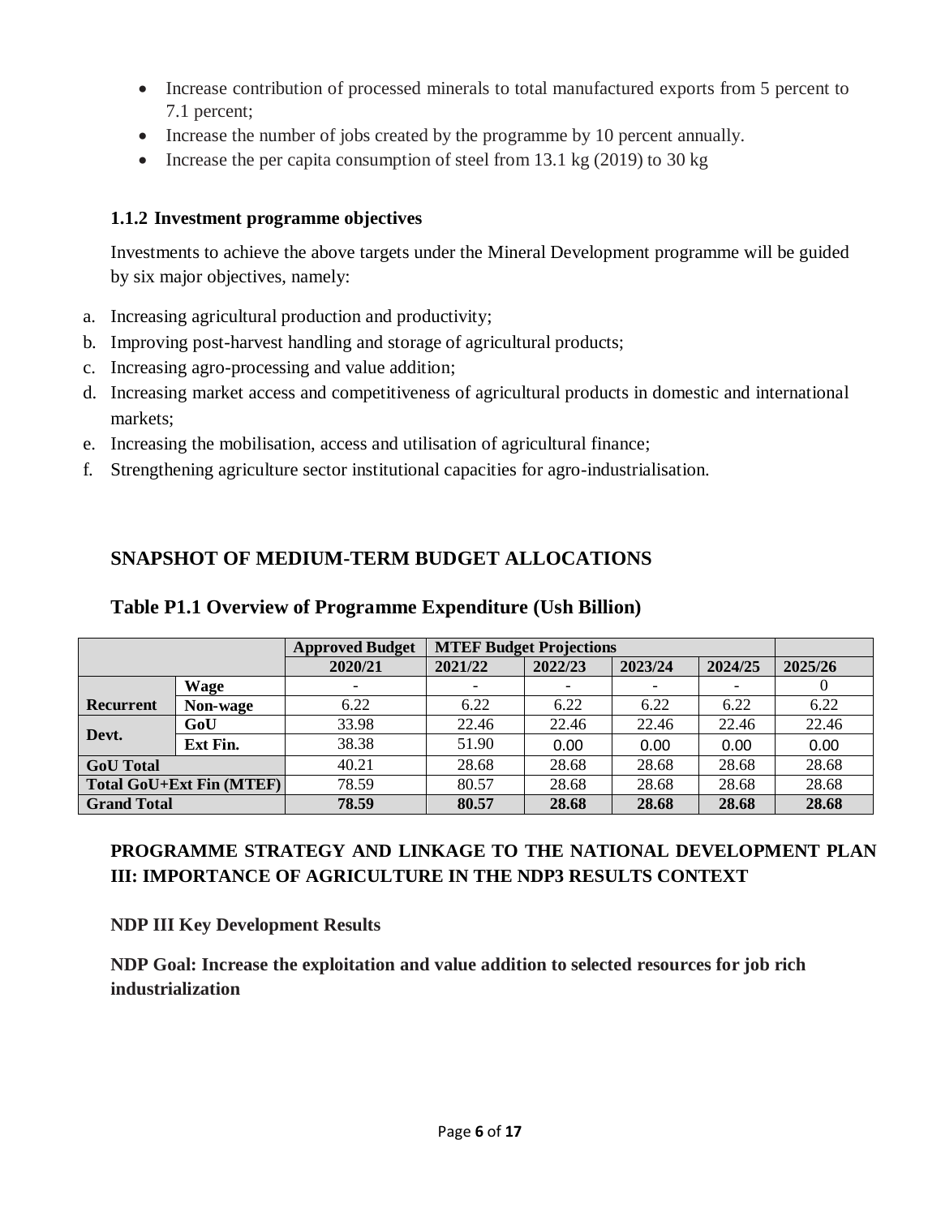- Increase contribution of processed minerals to total manufactured exports from 5 percent to 7.1 percent;
- Increase the number of jobs created by the programme by 10 percent annually.
- Increase the per capita consumption of steel from 13.1 kg (2019) to 30 kg

### 1.1.2 Investment programme objectives

Investments to achieve the above targets under the Mineral Development programme will be guided by six major objectives, namely:

a. Increasing agricultural production and productivity;
b. Improving post-harvest handling and storage of agricultural products;
c. Increasing agro-processing and value addition;
d. Increasing market access and competitiveness of agricultural products in domestic and international markets;
e. Increasing the mobilisation, access and utilisation of agricultural finance;
f. Strengthening agriculture sector institutional capacities for agro-industrialisation.

## SNAPSHOT OF MEDIUM-TERM BUDGET ALLOCATIONS

### Table P1.1 Overview of Programme Expenditure (Ush Billion)

| | | Approved Budget | MTEF Budget Projections | | | | |
|---|---|---|---|---|---|---|---|
| | | 2020/21 | 2021/22 | 2022/23 | 2023/24 | 2024/25 | 2025/26 |
| Recurrent | Wage | - | - | - | - | - | 0 |
| | Non-wage | 6.22 | 6.22 | 6.22 | 6.22 | 6.22 | 6.22 |
| Devt. | GoU | 33.98 | 22.46 | 22.46 | 22.46 | 22.46 | 22.46 |
| | Ext Fin. | 38.38 | 51.90 | 0.00 | 0.00 | 0.00 | 0.00 |
| **GoU Total** | | 40.21 | 28.68 | 28.68 | 28.68 | 28.68 | 28.68 |
| **Total GoU+Ext Fin (MTEF)** | | 78.59 | 80.57 | 28.68 | 28.68 | 28.68 | 28.68 |
| **Grand Total** | | **78.59** | **80.57** | **28.68** | **28.68** | **28.68** | **28.68** |

## PROGRAMME STRATEGY AND LINKAGE TO THE NATIONAL DEVELOPMENT PLAN III: IMPORTANCE OF AGRICULTURE IN THE NDP3 RESULTS CONTEXT

**NDP III Key Development Results**

**NDP Goal: Increase the exploitation and value addition to selected resources for job rich industrialization**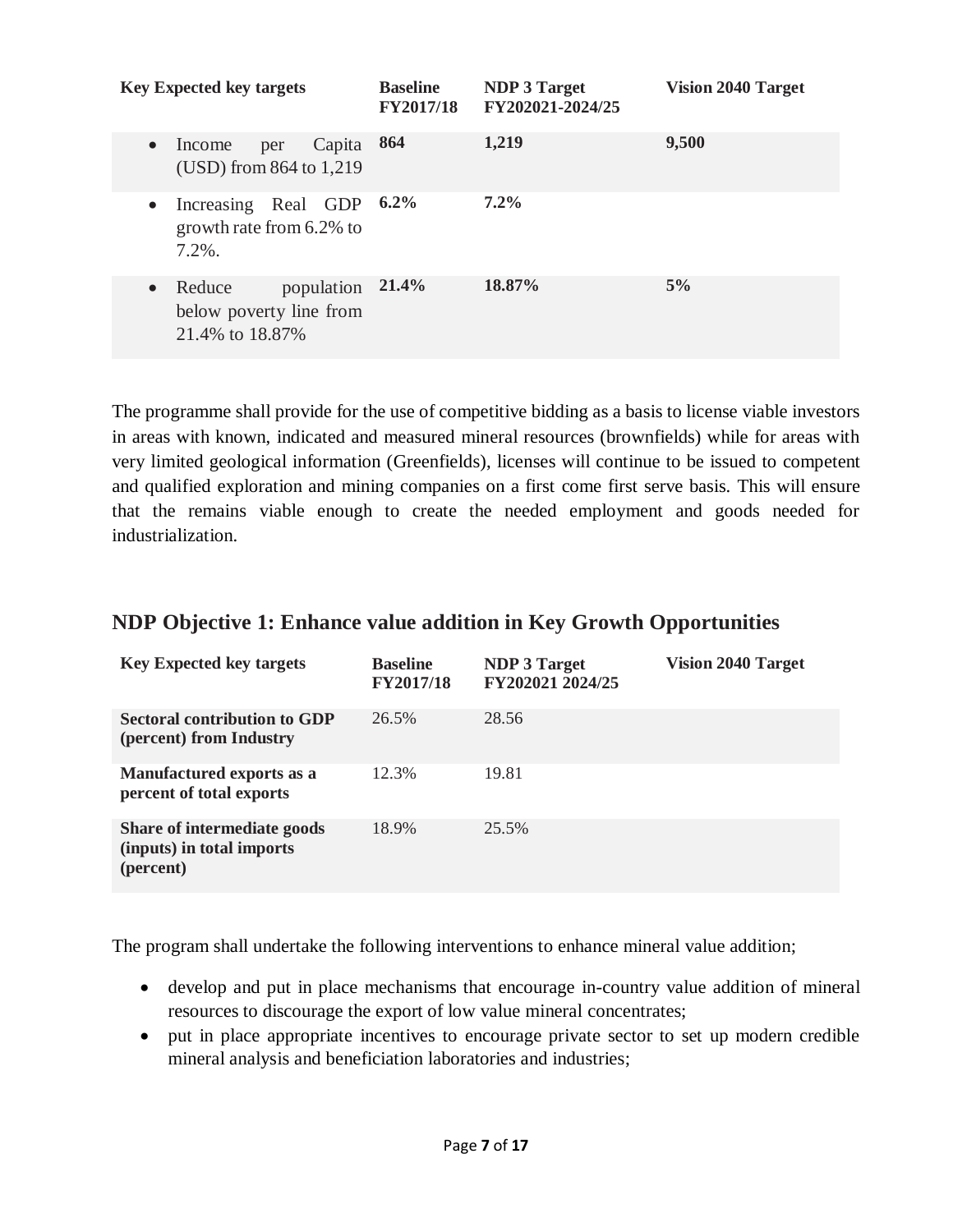| Key Expected key targets | Baseline FY2017/18 | NDP 3 Target FY202021-2024/25 | Vision 2040 Target |
|---|---|---|---|
| • Income per Capita (USD) from 864 to 1,219 | **864** | **1,219** | **9,500** |
| • Increasing Real GDP growth rate from 6.2% to 7.2%. | **6.2%** | **7.2%** | |
| • Reduce population below poverty line from 21.4% to 18.87% | **21.4%** | **18.87%** | **5%** |

The programme shall provide for the use of competitive bidding as a basis to license viable investors in areas with known, indicated and measured mineral resources (brownfields) while for areas with very limited geological information (Greenfields), licenses will continue to be issued to competent and qualified exploration and mining companies on a first come first serve basis. This will ensure that the remains viable enough to create the needed employment and goods needed for industrialization.

## NDP Objective 1: Enhance value addition in Key Growth Opportunities

| Key Expected key targets | Baseline FY2017/18 | NDP 3 Target FY202021 2024/25 | Vision 2040 Target |
|---|---|---|---|
| **Sectoral contribution to GDP (percent) from Industry** | 26.5% | 28.56 | |
| **Manufactured exports as a percent of total exports** | 12.3% | 19.81 | |
| **Share of intermediate goods (inputs) in total imports (percent)** | 18.9% | 25.5% | |

The program shall undertake the following interventions to enhance mineral value addition;

- develop and put in place mechanisms that encourage in-country value addition of mineral resources to discourage the export of low value mineral concentrates;
- put in place appropriate incentives to encourage private sector to set up modern credible mineral analysis and beneficiation laboratories and industries;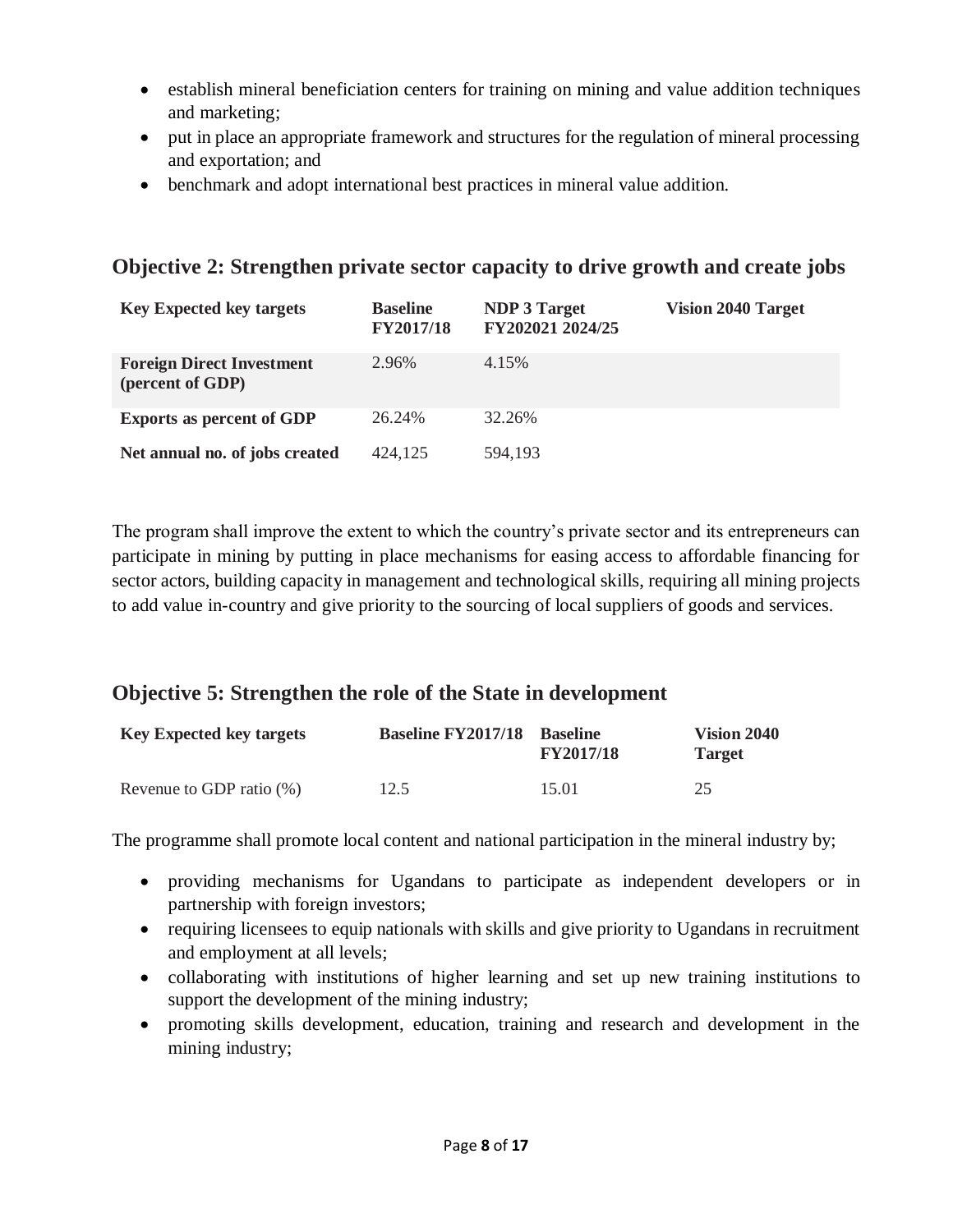- establish mineral beneficiation centers for training on mining and value addition techniques and marketing;
- put in place an appropriate framework and structures for the regulation of mineral processing and exportation; and
- benchmark and adopt international best practices in mineral value addition.

## Objective 2: Strengthen private sector capacity to drive growth and create jobs

| Key Expected key targets | Baseline FY2017/18 | NDP 3 Target FY202021 2024/25 | Vision 2040 Target |
|---|---|---|---|
| **Foreign Direct Investment (percent of GDP)** | 2.96% | 4.15% | |
| **Exports as percent of GDP** | 26.24% | 32.26% | |
| **Net annual no. of jobs created** | 424,125 | 594,193 | |

The program shall improve the extent to which the country's private sector and its entrepreneurs can participate in mining by putting in place mechanisms for easing access to affordable financing for sector actors, building capacity in management and technological skills, requiring all mining projects to add value in-country and give priority to the sourcing of local suppliers of goods and services.

## Objective 5: Strengthen the role of the State in development

| Key Expected key targets | Baseline FY2017/18 | Baseline FY2017/18 | Vision 2040 Target |
|---|---|---|---|
| Revenue to GDP ratio (%) | 12.5 | 15.01 | 25 |

The programme shall promote local content and national participation in the mineral industry by;

- providing mechanisms for Ugandans to participate as independent developers or in partnership with foreign investors;
- requiring licensees to equip nationals with skills and give priority to Ugandans in recruitment and employment at all levels;
- collaborating with institutions of higher learning and set up new training institutions to support the development of the mining industry;
- promoting skills development, education, training and research and development in the mining industry;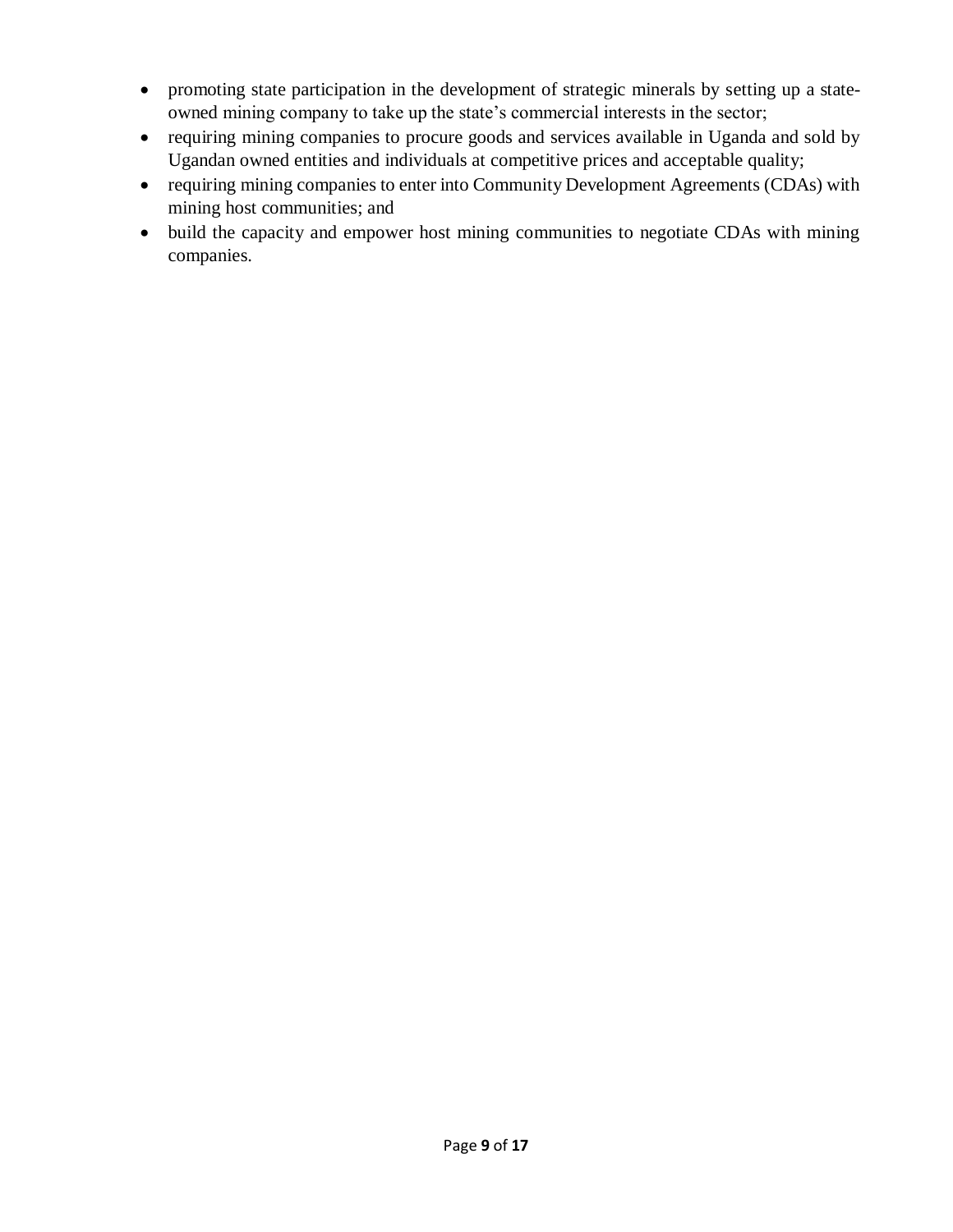- promoting state participation in the development of strategic minerals by setting up a state-owned mining company to take up the state's commercial interests in the sector;
- requiring mining companies to procure goods and services available in Uganda and sold by Ugandan owned entities and individuals at competitive prices and acceptable quality;
- requiring mining companies to enter into Community Development Agreements (CDAs) with mining host communities; and
- build the capacity and empower host mining communities to negotiate CDAs with mining companies.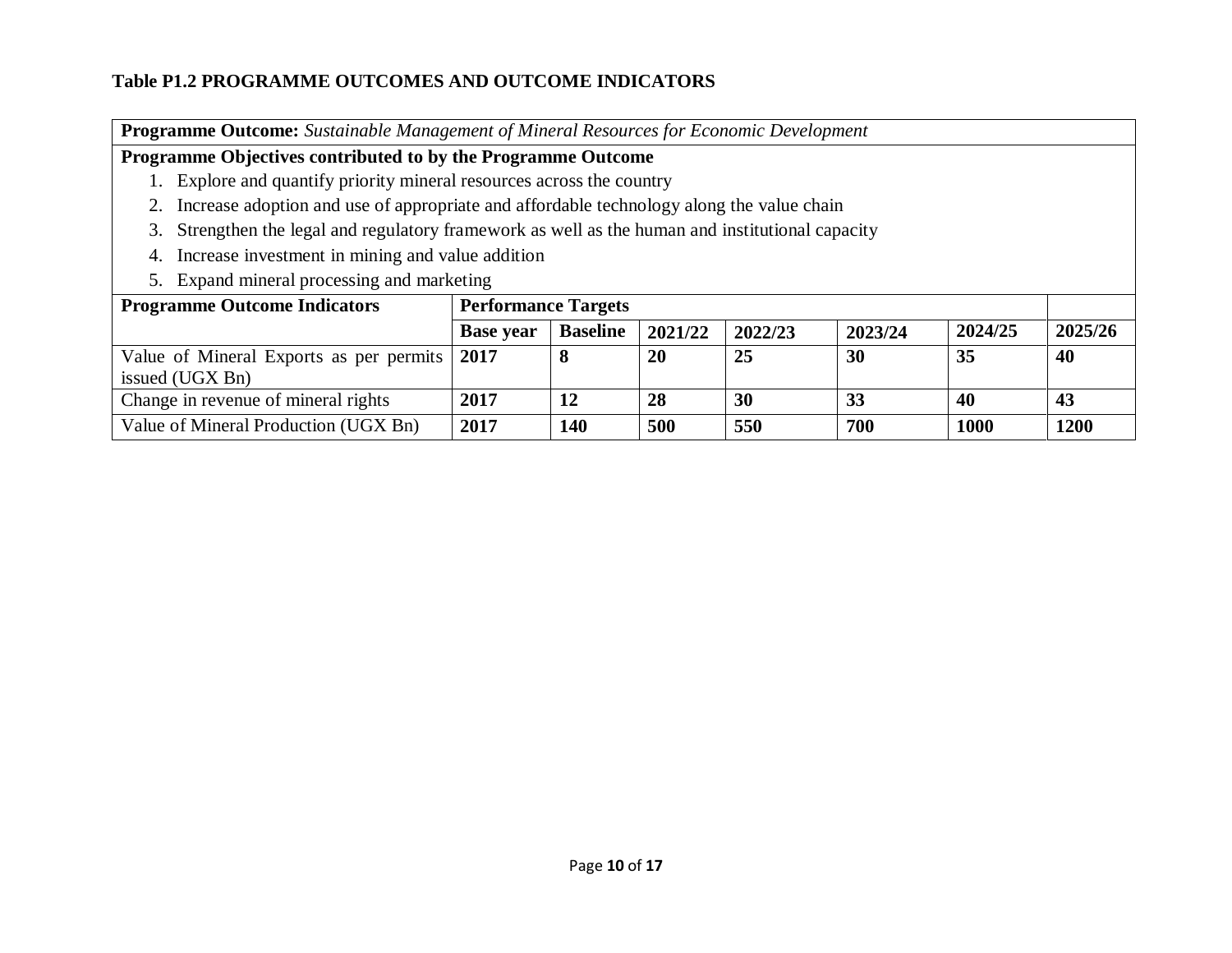**Table P1.2 PROGRAMME OUTCOMES AND OUTCOME INDICATORS**

**Programme Outcome:** *Sustainable Management of Mineral Resources for Economic Development*

**Programme Objectives contributed to by the Programme Outcome**

1. Explore and quantify priority mineral resources across the country
2. Increase adoption and use of appropriate and affordable technology along the value chain
3. Strengthen the legal and regulatory framework as well as the human and institutional capacity
4. Increase investment in mining and value addition
5. Expand mineral processing and marketing

| Programme Outcome Indicators | Performance Targets | | | | | | |
|---|---|---|---|---|---|---|---|
| | **Base year** | **Baseline** | **2021/22** | **2022/23** | **2023/24** | **2024/25** | **2025/26** |
| Value of Mineral Exports as per permits issued (UGX Bn) | **2017** | **8** | **20** | **25** | **30** | **35** | **40** |
| Change in revenue of mineral rights | **2017** | **12** | **28** | **30** | **33** | **40** | **43** |
| Value of Mineral Production (UGX Bn) | **2017** | **140** | **500** | **550** | **700** | **1000** | **1200** |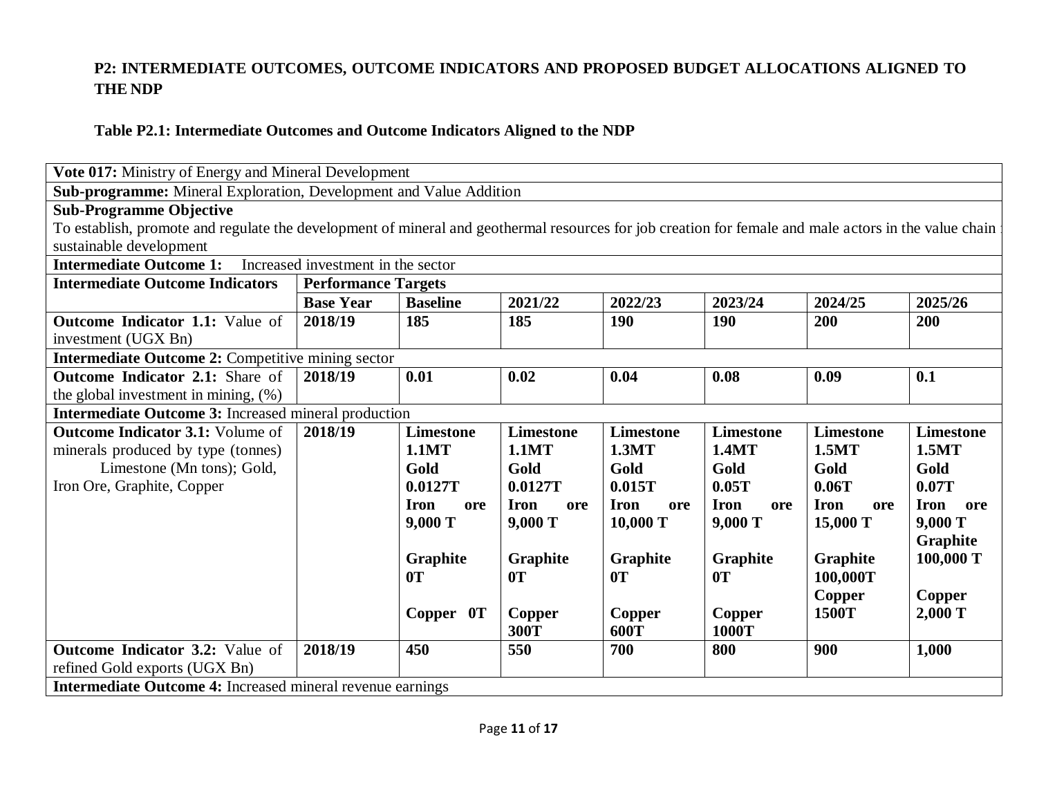**P2: INTERMEDIATE OUTCOMES, OUTCOME INDICATORS AND PROPOSED BUDGET ALLOCATIONS ALIGNED TO THE NDP**

**Table P2.1: Intermediate Outcomes and Outcome Indicators Aligned to the NDP**

| **Vote 017:** Ministry of Energy and Mineral Development | | | | | | | |
|---|---|---|---|---|---|---|---|
| **Sub-programme:** Mineral Exploration, Development and Value Addition | | | | | | | |
| **Sub-Programme Objective** To establish, promote and regulate the development of mineral and geothermal resources for job creation for female and male actors in the value chain sustainable development | | | | | | | |
| **Intermediate Outcome 1:** Increased investment in the sector | | | | | | | |
| **Intermediate Outcome Indicators** | **Performance Targets** | | | | | | |
| | **Base Year** | **Baseline** | **2021/22** | **2022/23** | **2023/24** | **2024/25** | **2025/26** |
| **Outcome Indicator 1.1:** Value of investment (UGX Bn) | **2018/19** | **185** | **185** | **190** | **190** | **200** | **200** |
| **Intermediate Outcome 2:** Competitive mining sector | | | | | | | |
| **Outcome Indicator 2.1:** Share of the global investment in mining, (%) | **2018/19** | **0.01** | **0.02** | **0.04** | **0.08** | **0.09** | **0.1** |
| **Intermediate Outcome 3:** Increased mineral production | | | | | | | |
| **Outcome Indicator 3.1:** Volume of minerals produced by type (tonnes) Limestone (Mn tons); Gold, Iron Ore, Graphite, Copper | **2018/19** | **Limestone 1.1MT Gold 0.0127T Iron ore 9,000 T Graphite 0T Copper 0T** | **Limestone 1.1MT Gold 0.0127T Iron ore 9,000 T Graphite 0T Copper 300T** | **Limestone 1.3MT Gold 0.015T Iron ore 10,000 T Graphite 0T Copper 600T** | **Limestone 1.4MT Gold 0.05T Iron ore 9,000 T Graphite 0T Copper 1000T** | **Limestone 1.5MT Gold 0.06T Iron ore 15,000 T Graphite 100,000T Copper 1500T** | **Limestone 1.5MT Gold 0.07T Iron ore 9,000 T Graphite 100,000 T Copper 2,000 T** |
| **Outcome Indicator 3.2:** Value of refined Gold exports (UGX Bn) | **2018/19** | **450** | **550** | **700** | **800** | **900** | **1,000** |
| **Intermediate Outcome 4:** Increased mineral revenue earnings | | | | | | | |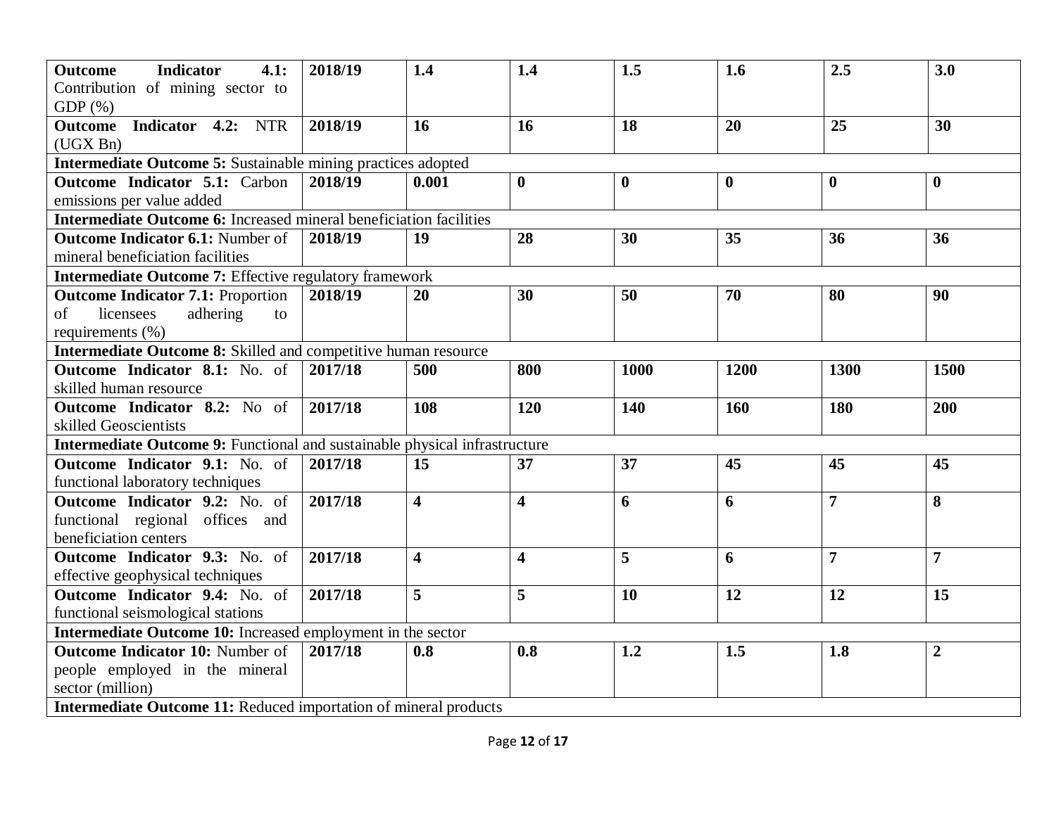| | | | | | | | |
|---|---|---|---|---|---|---|---|
| **Outcome Indicator 4.1:** Contribution of mining sector to GDP (%) | **2018/19** | **1.4** | **1.4** | **1.5** | **1.6** | **2.5** | **3.0** |
| **Outcome Indicator 4.2:** NTR (UGX Bn) | **2018/19** | **16** | **16** | **18** | **20** | **25** | **30** |
| **Intermediate Outcome 5:** Sustainable mining practices adopted | | | | | | | |
| **Outcome Indicator 5.1:** Carbon emissions per value added | **2018/19** | **0.001** | **0** | **0** | **0** | **0** | **0** |
| **Intermediate Outcome 6:** Increased mineral beneficiation facilities | | | | | | | |
| **Outcome Indicator 6.1:** Number of mineral beneficiation facilities | **2018/19** | **19** | **28** | **30** | **35** | **36** | **36** |
| **Intermediate Outcome 7:** Effective regulatory framework | | | | | | | |
| **Outcome Indicator 7.1:** Proportion of licensees adhering to requirements (%) | **2018/19** | **20** | **30** | **50** | **70** | **80** | **90** |
| **Intermediate Outcome 8:** Skilled and competitive human resource | | | | | | | |
| **Outcome Indicator 8.1:** No. of skilled human resource | **2017/18** | **500** | **800** | **1000** | **1200** | **1300** | **1500** |
| **Outcome Indicator 8.2:** No of skilled Geoscientists | **2017/18** | **108** | **120** | **140** | **160** | **180** | **200** |
| **Intermediate Outcome 9:** Functional and sustainable physical infrastructure | | | | | | | |
| **Outcome Indicator 9.1:** No. of functional laboratory techniques | **2017/18** | **15** | **37** | **37** | **45** | **45** | **45** |
| **Outcome Indicator 9.2:** No. of functional regional offices and beneficiation centers | **2017/18** | **4** | **4** | **6** | **6** | **7** | **8** |
| **Outcome Indicator 9.3:** No. of effective geophysical techniques | **2017/18** | **4** | **4** | **5** | **6** | **7** | **7** |
| **Outcome Indicator 9.4:** No. of functional seismological stations | **2017/18** | **5** | **5** | **10** | **12** | **12** | **15** |
| **Intermediate Outcome 10:** Increased employment in the sector | | | | | | | |
| **Outcome Indicator 10:** Number of people employed in the mineral sector (million) | **2017/18** | **0.8** | **0.8** | **1.2** | **1.5** | **1.8** | **2** |
| **Intermediate Outcome 11:** Reduced importation of mineral products | | | | | | | |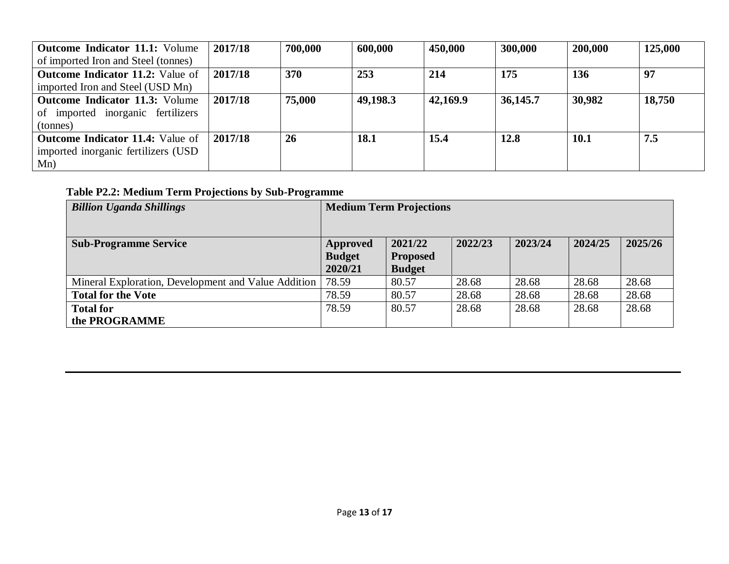| **Outcome Indicator 11.1:** Volume of imported Iron and Steel (tonnes) | **2017/18** | **700,000** | **600,000** | **450,000** | **300,000** | **200,000** | **125,000** |
|---|---|---|---|---|---|---|---|
| **Outcome Indicator 11.2:** Value of imported Iron and Steel (USD Mn) | **2017/18** | **370** | **253** | **214** | **175** | **136** | **97** |
| **Outcome Indicator 11.3:** Volume of imported inorganic fertilizers (tonnes) | **2017/18** | **75,000** | **49,198.3** | **42,169.9** | **36,145.7** | **30,982** | **18,750** |
| **Outcome Indicator 11.4:** Value of imported inorganic fertilizers (USD Mn) | **2017/18** | **26** | **18.1** | **15.4** | **12.8** | **10.1** | **7.5** |

**Table P2.2: Medium Term Projections by Sub-Programme**

| ***Billion Uganda Shillings*** | **Medium Term Projections** | | | | | |
|---|---|---|---|---|---|---|
| **Sub-Programme Service** | **Approved Budget 2020/21** | **2021/22 Proposed Budget** | **2022/23** | **2023/24** | **2024/25** | **2025/26** |
| Mineral Exploration, Development and Value Addition | 78.59 | 80.57 | 28.68 | 28.68 | 28.68 | 28.68 |
| **Total for the Vote** | 78.59 | 80.57 | 28.68 | 28.68 | 28.68 | 28.68 |
| **Total for the PROGRAMME** | 78.59 | 80.57 | 28.68 | 28.68 | 28.68 | 28.68 |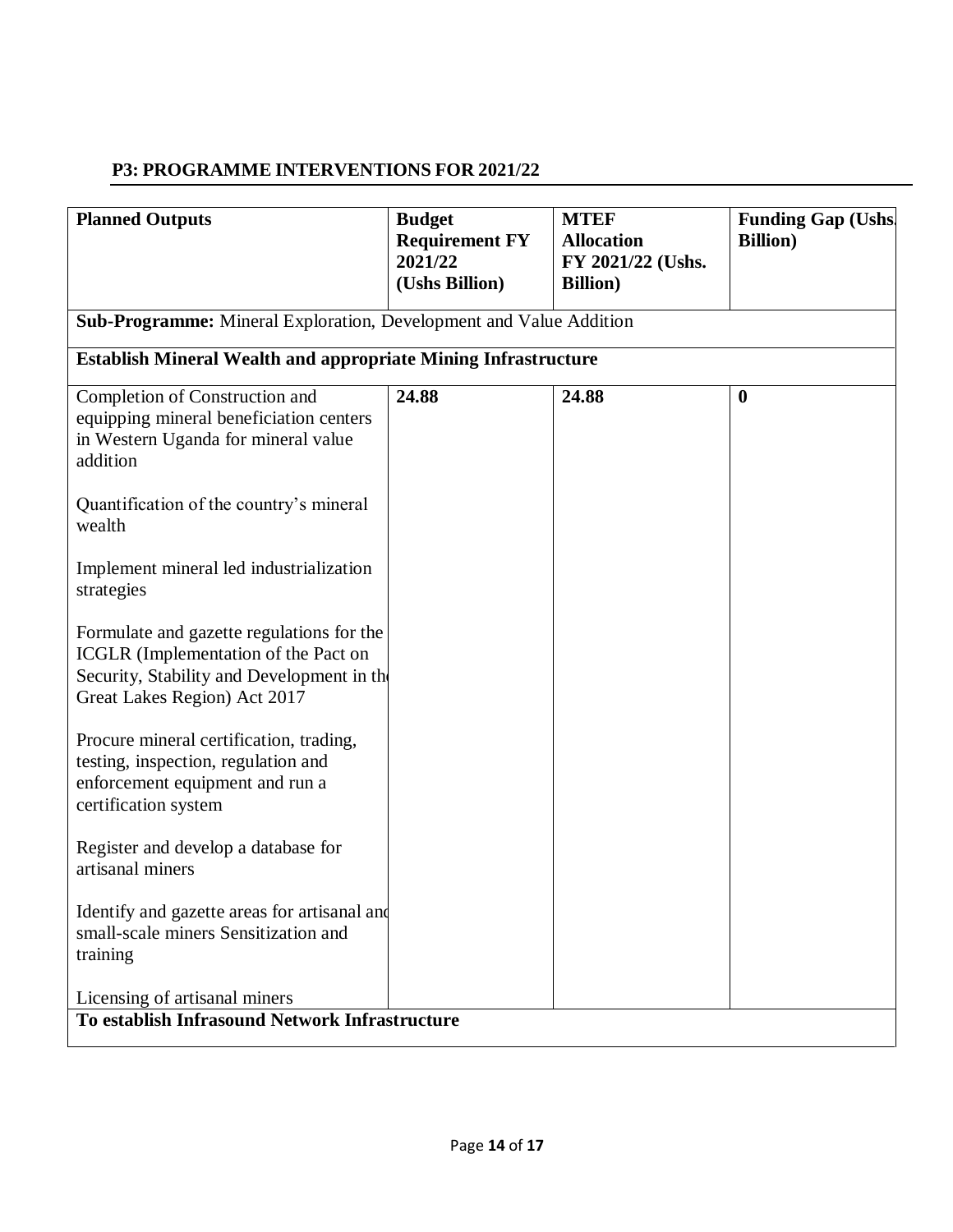## P3: PROGRAMME INTERVENTIONS FOR 2021/22

| Planned Outputs | Budget Requirement FY 2021/22 (Ushs Billion) | MTEF Allocation FY 2021/22 (Ushs. Billion) | Funding Gap (Ushs. Billion) |
|---|---|---|---|
| **Sub-Programme:** Mineral Exploration, Development and Value Addition | | | |
| **Establish Mineral Wealth and appropriate Mining Infrastructure** | | | |
| Completion of Construction and equipping mineral beneficiation centers in Western Uganda for mineral value addition<br><br>Quantification of the country's mineral wealth<br><br>Implement mineral led industrialization strategies<br><br>Formulate and gazette regulations for the ICGLR (Implementation of the Pact on Security, Stability and Development in the Great Lakes Region) Act 2017<br><br>Procure mineral certification, trading, testing, inspection, regulation and enforcement equipment and run a certification system<br><br>Register and develop a database for artisanal miners<br><br>Identify and gazette areas for artisanal and small-scale miners Sensitization and training<br><br>Licensing of artisanal miners | **24.88** | **24.88** | **0** |
| **To establish Infrasound Network Infrastructure** | | | |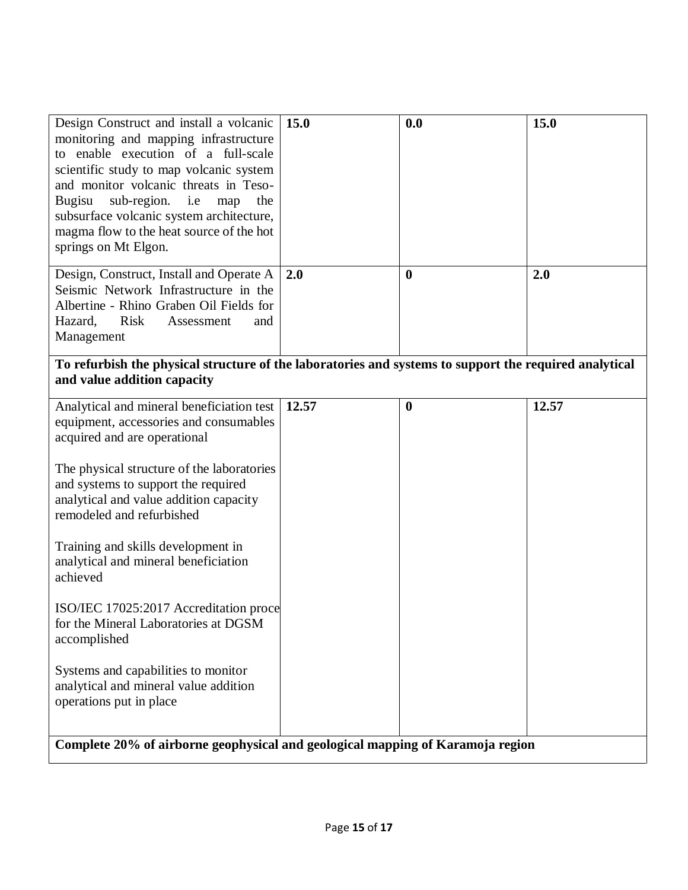| | | | |
|---|---|---|---|
| Design Construct and install a volcanic monitoring and mapping infrastructure to enable execution of a full-scale scientific study to map volcanic system and monitor volcanic threats in Teso-Bugisu sub-region. i.e map the subsurface volcanic system architecture, magma flow to the heat source of the hot springs on Mt Elgon. | **15.0** | **0.0** | **15.0** |
| Design, Construct, Install and Operate A Seismic Network Infrastructure in the Albertine - Rhino Graben Oil Fields for Hazard, Risk Assessment and Management | **2.0** | **0** | **2.0** |
| **To refurbish the physical structure of the laboratories and systems to support the required analytical and value addition capacity** | | | |
| Analytical and mineral beneficiation test equipment, accessories and consumables acquired and are operational<br><br>The physical structure of the laboratories and systems to support the required analytical and value addition capacity remodeled and refurbished<br><br>Training and skills development in analytical and mineral beneficiation achieved<br><br>ISO/IEC 17025:2017 Accreditation proce for the Mineral Laboratories at DGSM accomplished<br><br>Systems and capabilities to monitor analytical and mineral value addition operations put in place | **12.57** | **0** | **12.57** |
| **Complete 20% of airborne geophysical and geological mapping of Karamoja region** | | | |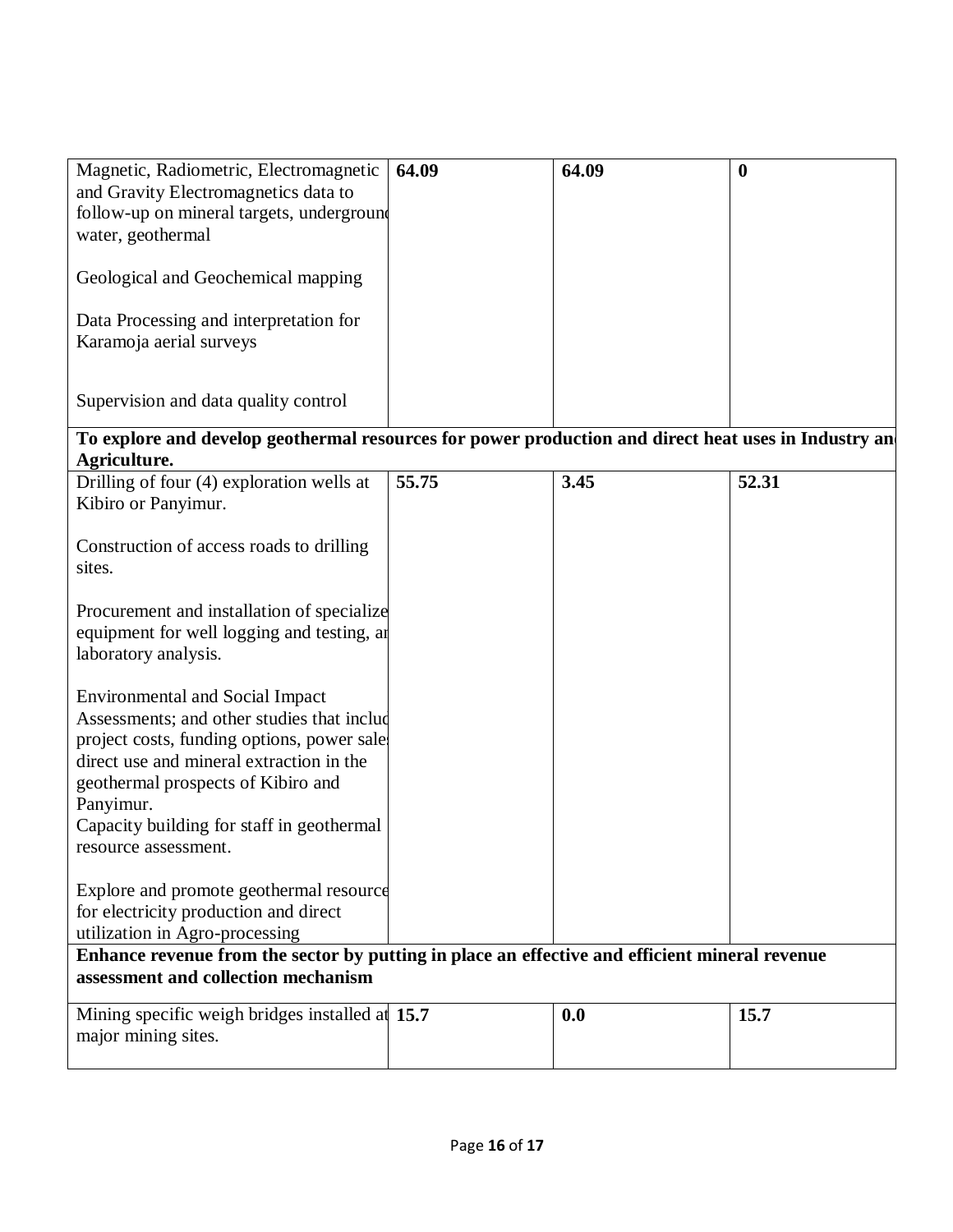| | | | |
|---|---|---|---|
| Magnetic, Radiometric, Electromagnetic and Gravity Electromagnetics data to follow-up on mineral targets, underground water, geothermal<br><br>Geological and Geochemical mapping<br><br>Data Processing and interpretation for Karamoja aerial surveys<br><br>Supervision and data quality control | **64.09** | **64.09** | **0** |
| **To explore and develop geothermal resources for power production and direct heat uses in Industry and Agriculture.** | | | |
| Drilling of four (4) exploration wells at Kibiro or Panyimur.<br><br>Construction of access roads to drilling sites.<br><br>Procurement and installation of specialized equipment for well logging and testing, and laboratory analysis.<br><br>Environmental and Social Impact Assessments; and other studies that include project costs, funding options, power sales, direct use and mineral extraction in the geothermal prospects of Kibiro and Panyimur.<br>Capacity building for staff in geothermal resource assessment.<br><br>Explore and promote geothermal resources for electricity production and direct utilization in Agro-processing | **55.75** | **3.45** | **52.31** |
| **Enhance revenue from the sector by putting in place an effective and efficient mineral revenue assessment and collection mechanism** | | | |
| Mining specific weigh bridges installed at major mining sites. | **15.7** | **0.0** | **15.7** |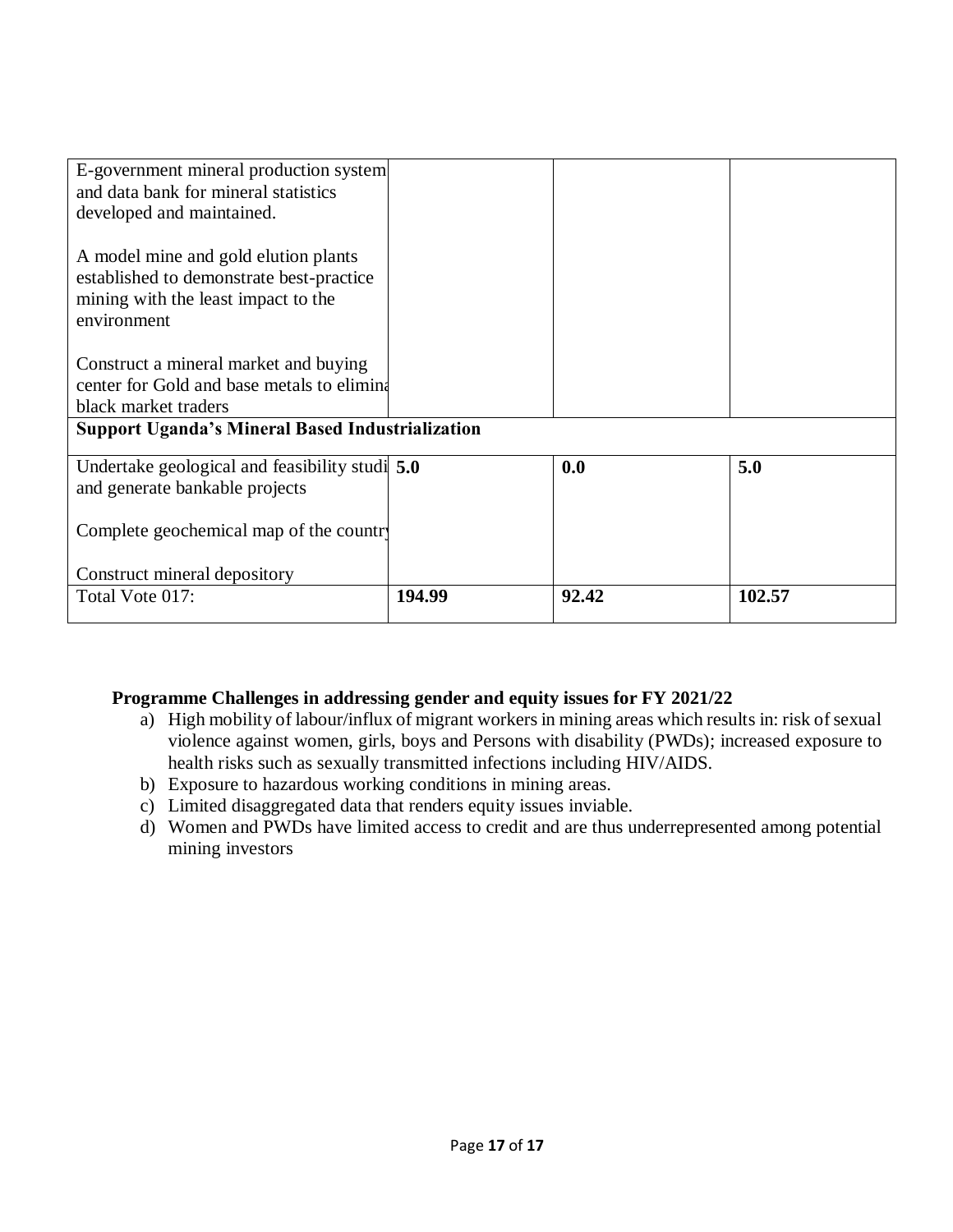| | | | |
|---|---|---|---|
| E-government mineral production system and data bank for mineral statistics developed and maintained.<br><br>A model mine and gold elution plants established to demonstrate best-practice mining with the least impact to the environment<br><br>Construct a mineral market and buying center for Gold and base metals to elimina black market traders | | | |
| **Support Uganda's Mineral Based Industrialization** | | | |
| Undertake geological and feasibility studi and generate bankable projects<br><br>Complete geochemical map of the country<br><br>Construct mineral depository | **5.0** | **0.0** | **5.0** |
| Total Vote 017: | **194.99** | **92.42** | **102.57** |

**Programme Challenges in addressing gender and equity issues for FY 2021/22**

a) High mobility of labour/influx of migrant workers in mining areas which results in: risk of sexual violence against women, girls, boys and Persons with disability (PWDs); increased exposure to health risks such as sexually transmitted infections including HIV/AIDS.
b) Exposure to hazardous working conditions in mining areas.
c) Limited disaggregated data that renders equity issues inviable.
d) Women and PWDs have limited access to credit and are thus underrepresented among potential mining investors